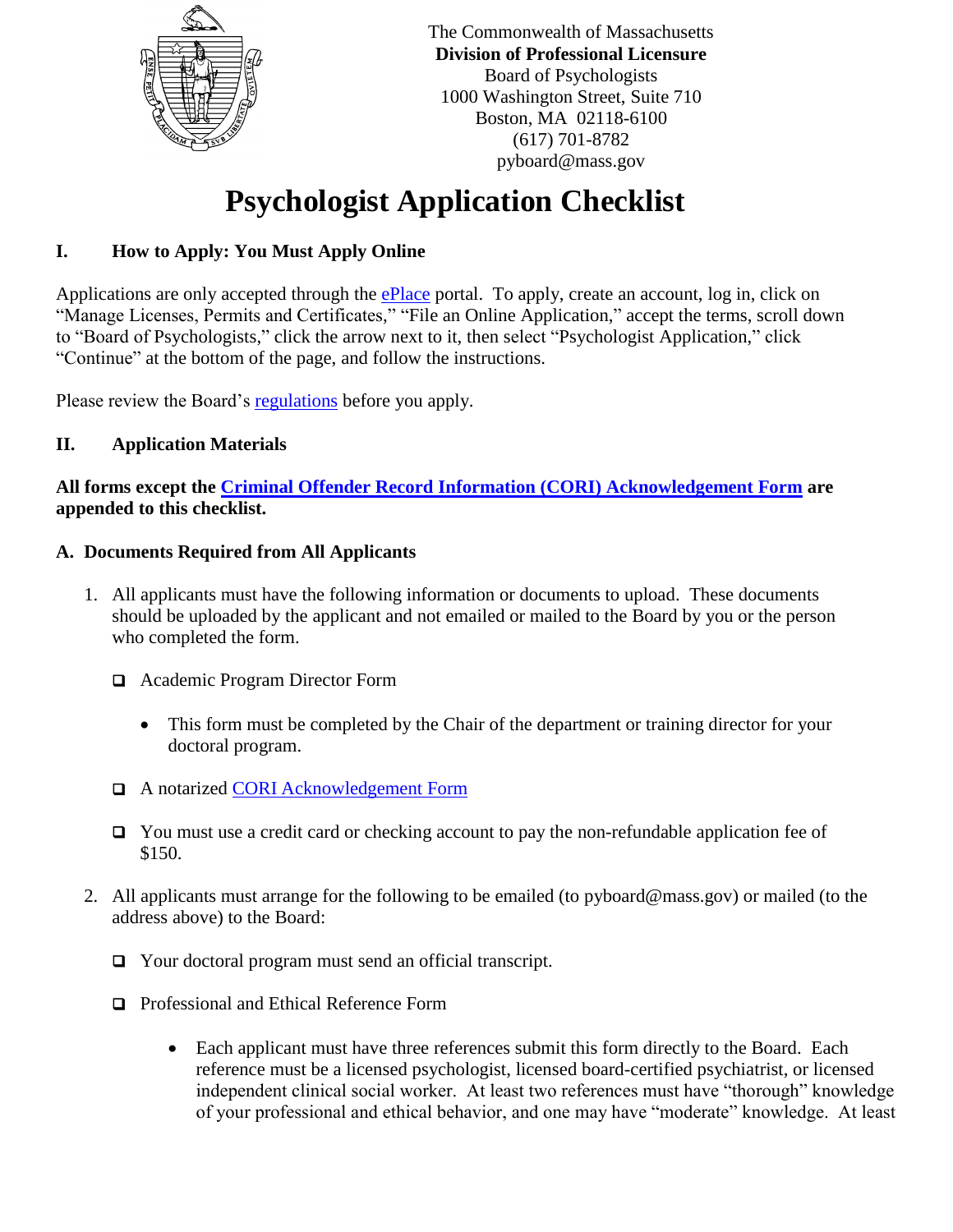The Commonwealth of Massachusetts
**Division of Professional Licensure**
Board of Psychologists
1000 Washington Street, Suite 710
Boston, MA 02118-6100
(617) 701-8782
pyboard@mass.gov

# Psychologist Application Checklist

## I. How to Apply: You Must Apply Online

Applications are only accepted through the ePlace portal. To apply, create an account, log in, click on "Manage Licenses, Permits and Certificates," "File an Online Application," accept the terms, scroll down to "Board of Psychologists," click the arrow next to it, then select "Psychologist Application," click "Continue" at the bottom of the page, and follow the instructions.

Please review the Board's regulations before you apply.

## II. Application Materials

**All forms except the Criminal Offender Record Information (CORI) Acknowledgement Form are appended to this checklist.**

### A. Documents Required from All Applicants

1. All applicants must have the following information or documents to upload. These documents should be uploaded by the applicant and not emailed or mailed to the Board by you or the person who completed the form.

   - ☐ Academic Program Director Form
     - This form must be completed by the Chair of the department or training director for your doctoral program.
   - ☐ A notarized CORI Acknowledgement Form
   - ☐ You must use a credit card or checking account to pay the non-refundable application fee of $150.

2. All applicants must arrange for the following to be emailed (to pyboard@mass.gov) or mailed (to the address above) to the Board:

   - ☐ Your doctoral program must send an official transcript.
   - ☐ Professional and Ethical Reference Form
     - Each applicant must have three references submit this form directly to the Board. Each reference must be a licensed psychologist, licensed board-certified psychiatrist, or licensed independent clinical social worker. At least two references must have "thorough" knowledge of your professional and ethical behavior, and one may have "moderate" knowledge. At least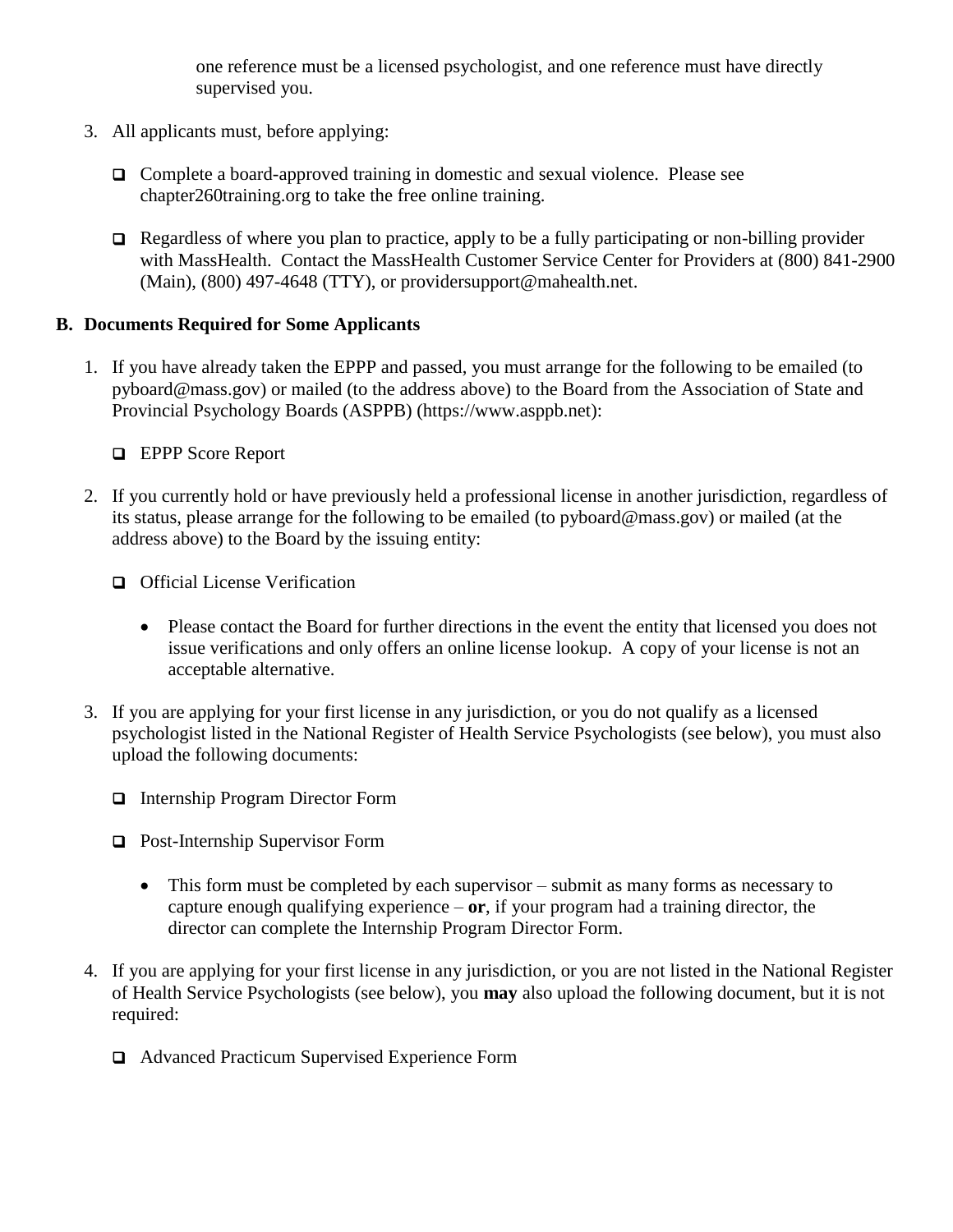one reference must be a licensed psychologist, and one reference must have directly supervised you.

3. All applicants must, before applying:

   - ☐ Complete a board-approved training in domestic and sexual violence. Please see chapter260training.org to take the free online training.

   - ☐ Regardless of where you plan to practice, apply to be a fully participating or non-billing provider with MassHealth. Contact the MassHealth Customer Service Center for Providers at (800) 841-2900 (Main), (800) 497-4648 (TTY), or providersupport@mahealth.net.

## B. Documents Required for Some Applicants

1. If you have already taken the EPPP and passed, you must arrange for the following to be emailed (to pyboard@mass.gov) or mailed (to the address above) to the Board from the Association of State and Provincial Psychology Boards (ASPPB) (https://www.asppb.net):

   - ☐ EPPP Score Report

2. If you currently hold or have previously held a professional license in another jurisdiction, regardless of its status, please arrange for the following to be emailed (to pyboard@mass.gov) or mailed (at the address above) to the Board by the issuing entity:

   - ☐ Official License Verification

     - Please contact the Board for further directions in the event the entity that licensed you does not issue verifications and only offers an online license lookup. A copy of your license is not an acceptable alternative.

3. If you are applying for your first license in any jurisdiction, or you do not qualify as a licensed psychologist listed in the National Register of Health Service Psychologists (see below), you must also upload the following documents:

   - ☐ Internship Program Director Form

   - ☐ Post-Internship Supervisor Form

     - This form must be completed by each supervisor – submit as many forms as necessary to capture enough qualifying experience – **or**, if your program had a training director, the director can complete the Internship Program Director Form.

4. If you are applying for your first license in any jurisdiction, or you are not listed in the National Register of Health Service Psychologists (see below), you **may** also upload the following document, but it is not required:

   - ☐ Advanced Practicum Supervised Experience Form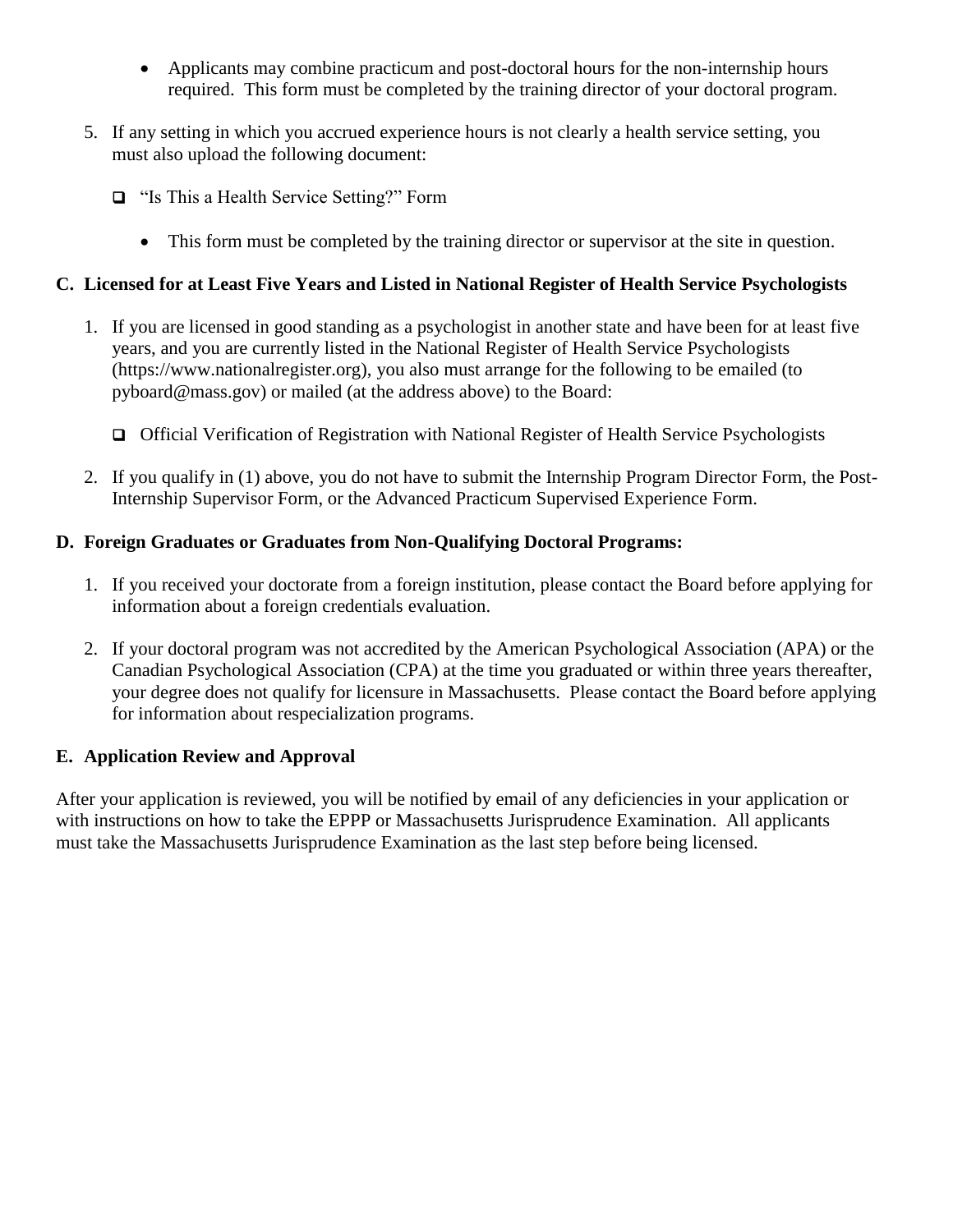- Applicants may combine practicum and post-doctoral hours for the non-internship hours required. This form must be completed by the training director of your doctoral program.

5. If any setting in which you accrued experience hours is not clearly a health service setting, you must also upload the following document:

   - ❑ "Is This a Health Service Setting?" Form

     - This form must be completed by the training director or supervisor at the site in question.

**C. Licensed for at Least Five Years and Listed in National Register of Health Service Psychologists**

1. If you are licensed in good standing as a psychologist in another state and have been for at least five years, and you are currently listed in the National Register of Health Service Psychologists (https://www.nationalregister.org), you also must arrange for the following to be emailed (to pyboard@mass.gov) or mailed (at the address above) to the Board:

   - ❑ Official Verification of Registration with National Register of Health Service Psychologists

2. If you qualify in (1) above, you do not have to submit the Internship Program Director Form, the Post-Internship Supervisor Form, or the Advanced Practicum Supervised Experience Form.

**D. Foreign Graduates or Graduates from Non-Qualifying Doctoral Programs:**

1. If you received your doctorate from a foreign institution, please contact the Board before applying for information about a foreign credentials evaluation.

2. If your doctoral program was not accredited by the American Psychological Association (APA) or the Canadian Psychological Association (CPA) at the time you graduated or within three years thereafter, your degree does not qualify for licensure in Massachusetts. Please contact the Board before applying for information about respecialization programs.

**E. Application Review and Approval**

After your application is reviewed, you will be notified by email of any deficiencies in your application or with instructions on how to take the EPPP or Massachusetts Jurisprudence Examination. All applicants must take the Massachusetts Jurisprudence Examination as the last step before being licensed.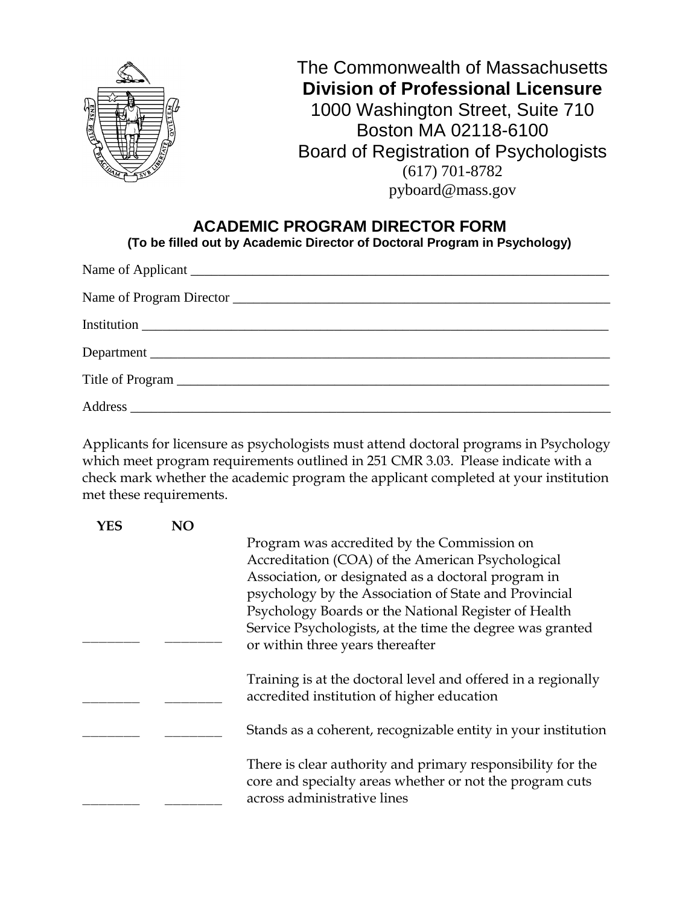The Commonwealth of Massachusetts
**Division of Professional Licensure**
1000 Washington Street, Suite 710
Boston MA 02118-6100
Board of Registration of Psychologists
(617) 701-8782
pyboard@mass.gov

## ACADEMIC PROGRAM DIRECTOR FORM

**(To be filled out by Academic Director of Doctoral Program in Psychology)**

Name of Applicant ______________________________________________________________

Name of Program Director ________________________________________________________

Institution ______________________________________________________________________

Department _____________________________________________________________________

Title of Program _________________________________________________________________

Address ________________________________________________________________________

Applicants for licensure as psychologists must attend doctoral programs in Psychology which meet program requirements outlined in 251 CMR 3.03. Please indicate with a check mark whether the academic program the applicant completed at your institution met these requirements.

| YES | NO | |
|---|---|---|
| ________ | ________ | Program was accredited by the Commission on Accreditation (COA) of the American Psychological Association, or designated as a doctoral program in psychology by the Association of State and Provincial Psychology Boards or the National Register of Health Service Psychologists, at the time the degree was granted or within three years thereafter |
| ________ | ________ | Training is at the doctoral level and offered in a regionally accredited institution of higher education |
| ________ | ________ | Stands as a coherent, recognizable entity in your institution |
| ________ | ________ | There is clear authority and primary responsibility for the core and specialty areas whether or not the program cuts across administrative lines |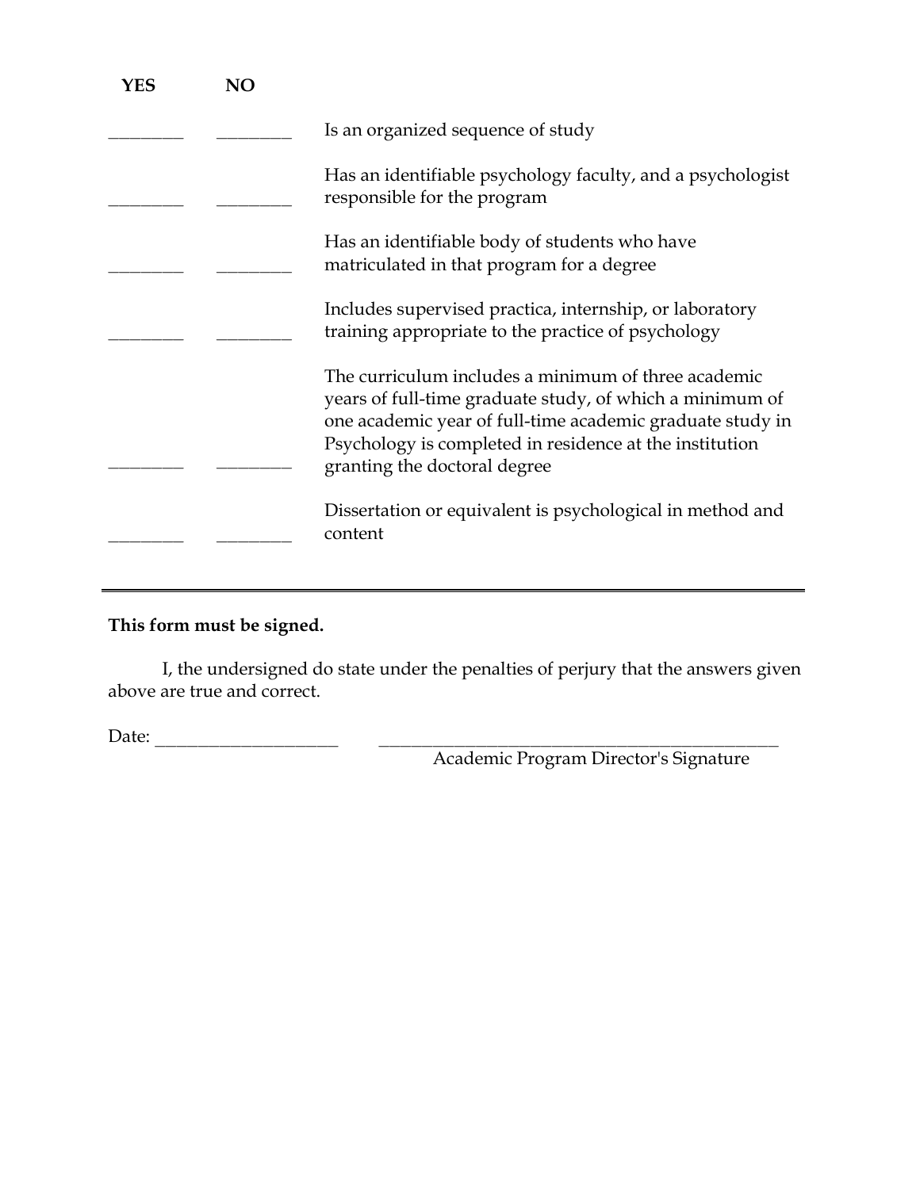| YES | NO | |
|---|---|---|
| ________ | ________ | Is an organized sequence of study |
| ________ | ________ | Has an identifiable psychology faculty, and a psychologist responsible for the program |
| ________ | ________ | Has an identifiable body of students who have matriculated in that program for a degree |
| ________ | ________ | Includes supervised practica, internship, or laboratory training appropriate to the practice of psychology |
| ________ | ________ | The curriculum includes a minimum of three academic years of full-time graduate study, of which a minimum of one academic year of full-time academic graduate study in Psychology is completed in residence at the institution granting the doctoral degree |
| ________ | ________ | Dissertation or equivalent is psychological in method and content |

---

**This form must be signed.**

I, the undersigned do state under the penalties of perjury that the answers given above are true and correct.

Date: ____________________ ______________________________________________
Academic Program Director's Signature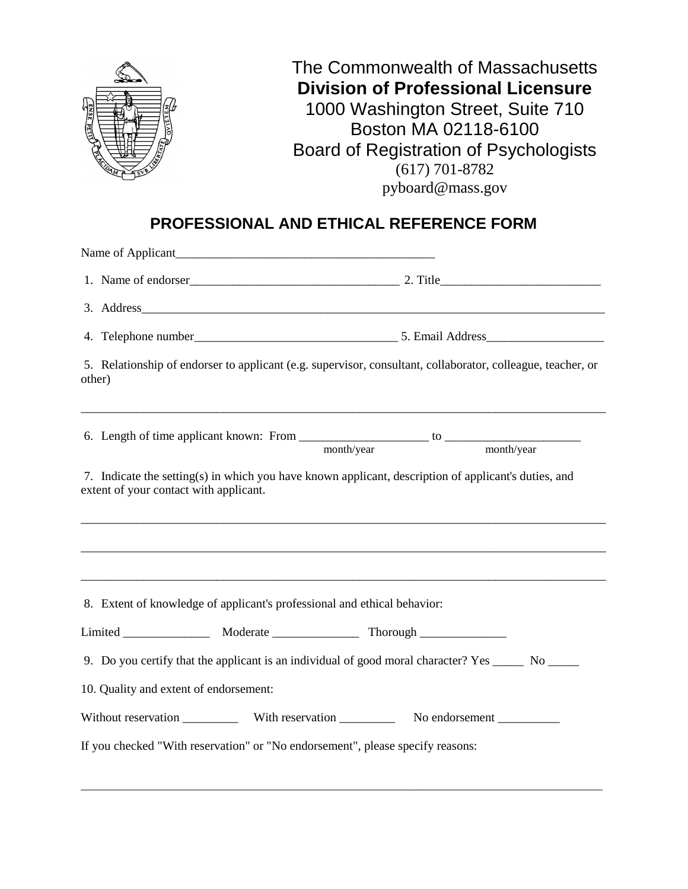The Commonwealth of Massachusetts
**Division of Professional Licensure**
1000 Washington Street, Suite 710
Boston MA 02118-6100
Board of Registration of Psychologists
(617) 701-8782
pyboard@mass.gov

## PROFESSIONAL AND ETHICAL REFERENCE FORM

Name of Applicant__________________________________________

1. Name of endorser__________________________________ 2. Title_________________________

3. Address_____________________________________________________________________________

4. Telephone number_________________________________ 5. Email Address___________________

5. Relationship of endorser to applicant (e.g. supervisor, consultant, collaborator, colleague, teacher, or other)

_____________________________________________________________________________________

6. Length of time applicant known: From _____________________ to ______________________
month/year month/year

7. Indicate the setting(s) in which you have known applicant, description of applicant's duties, and extent of your contact with applicant.

_____________________________________________________________________________________

_____________________________________________________________________________________

_____________________________________________________________________________________

8. Extent of knowledge of applicant's professional and ethical behavior:

Limited ______________ Moderate ______________ Thorough ______________

9. Do you certify that the applicant is an individual of good moral character? Yes _____ No _____

10. Quality and extent of endorsement:

Without reservation _________ With reservation _________ No endorsement __________

If you checked "With reservation" or "No endorsement", please specify reasons:

_____________________________________________________________________________________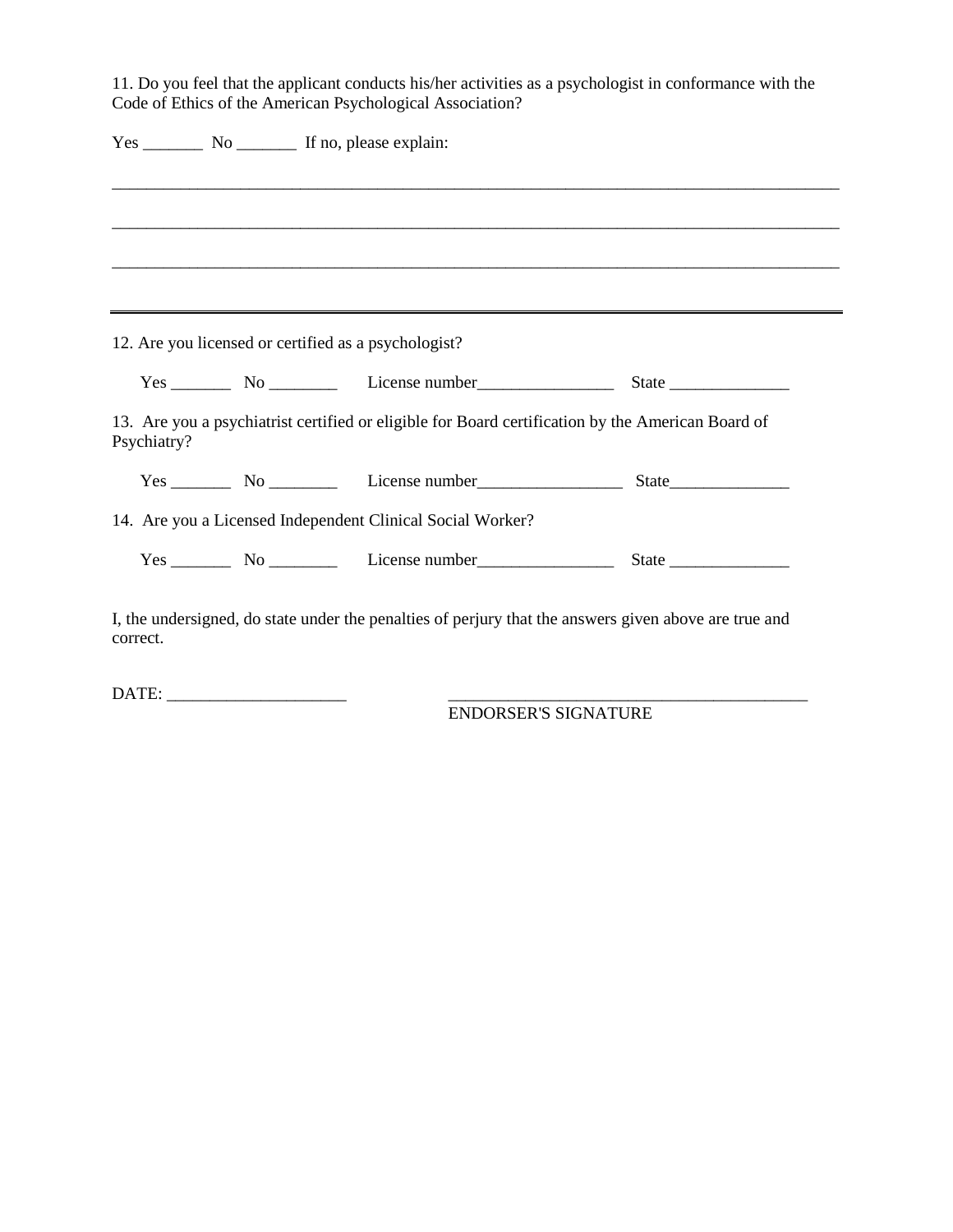11. Do you feel that the applicant conducts his/her activities as a psychologist in conformance with the Code of Ethics of the American Psychological Association?

Yes _______ No _______ If no, please explain:

_______________________________________________________________________________________

_______________________________________________________________________________________

_______________________________________________________________________________________

---

12. Are you licensed or certified as a psychologist?

Yes _______ No ________ License number________________ State ______________

13. Are you a psychiatrist certified or eligible for Board certification by the American Board of Psychiatry?

Yes _______ No ________ License number_________________ State______________

14. Are you a Licensed Independent Clinical Social Worker?

Yes _______ No ________ License number________________ State ______________

I, the undersigned, do state under the penalties of perjury that the answers given above are true and correct.

DATE: _____________________ ___________________________________________

ENDORSER'S SIGNATURE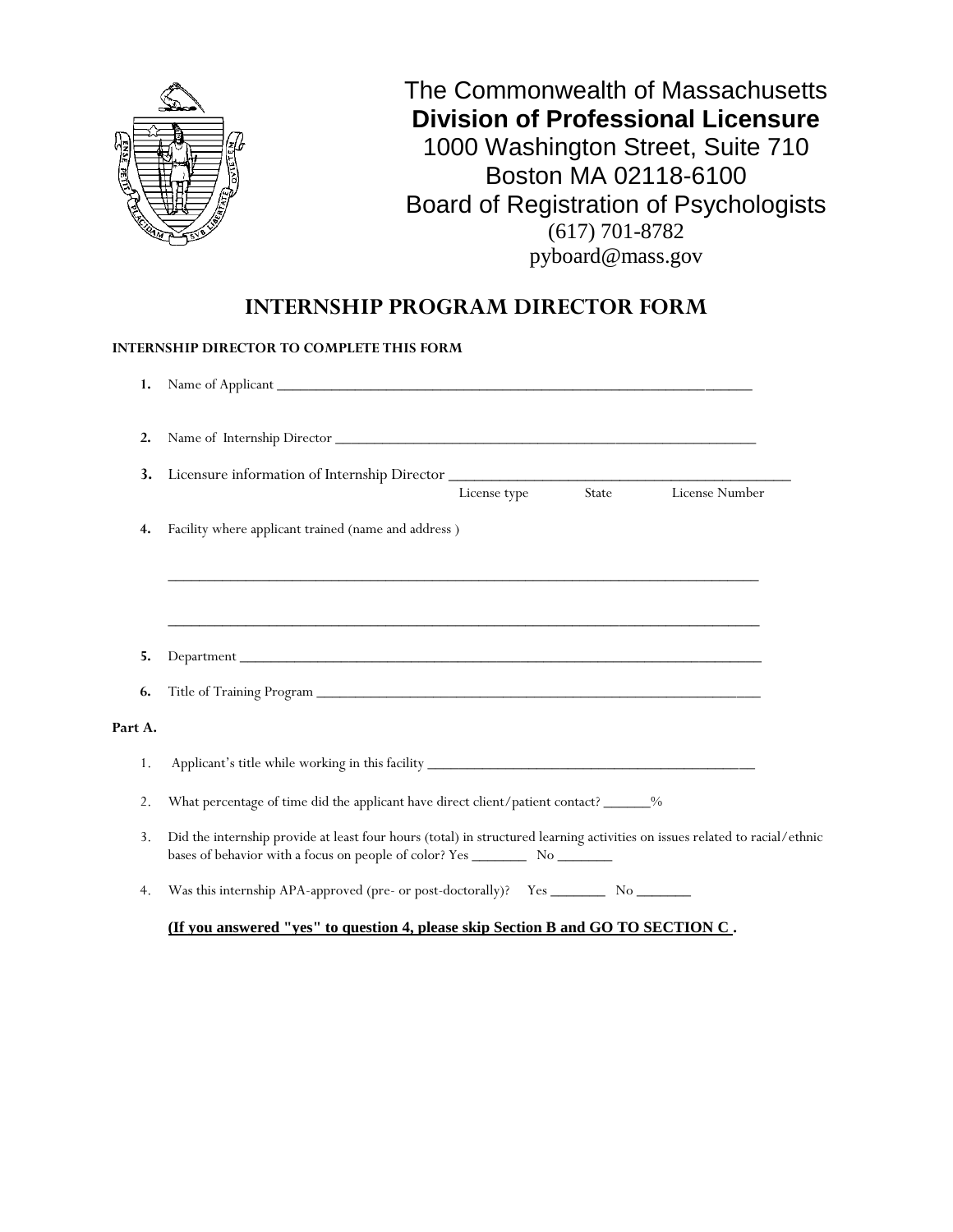The Commonwealth of Massachusetts
**Division of Professional Licensure**
1000 Washington Street, Suite 710
Boston MA 02118-6100
Board of Registration of Psychologists
(617) 701-8782
pyboard@mass.gov

# INTERNSHIP PROGRAM DIRECTOR FORM

**INTERNSHIP DIRECTOR TO COMPLETE THIS FORM**

**1.** Name of Applicant ______________________________________________________________

**2.** Name of Internship Director ________________________________________________________

**3.** Licensure information of Internship Director ___________________________________________
License type State License Number

**4.** Facility where applicant trained (name and address )

_____________________________________________________________________________

_____________________________________________________________________________

**5.** Department ___________________________________________________________________

**6.** Title of Training Program _________________________________________________________

**Part A.**

1. Applicant's title while working in this facility ___________________________________________

2. What percentage of time did the applicant have direct client/patient contact? ______%

3. Did the internship provide at least four hours (total) in structured learning activities on issues related to racial/ethnic bases of behavior with a focus on people of color? Yes _______ No _______

4. Was this internship APA-approved (pre- or post-doctorally)? Yes _______ No _______

**(If you answered "yes" to question 4, please skip Section B and GO TO SECTION C .**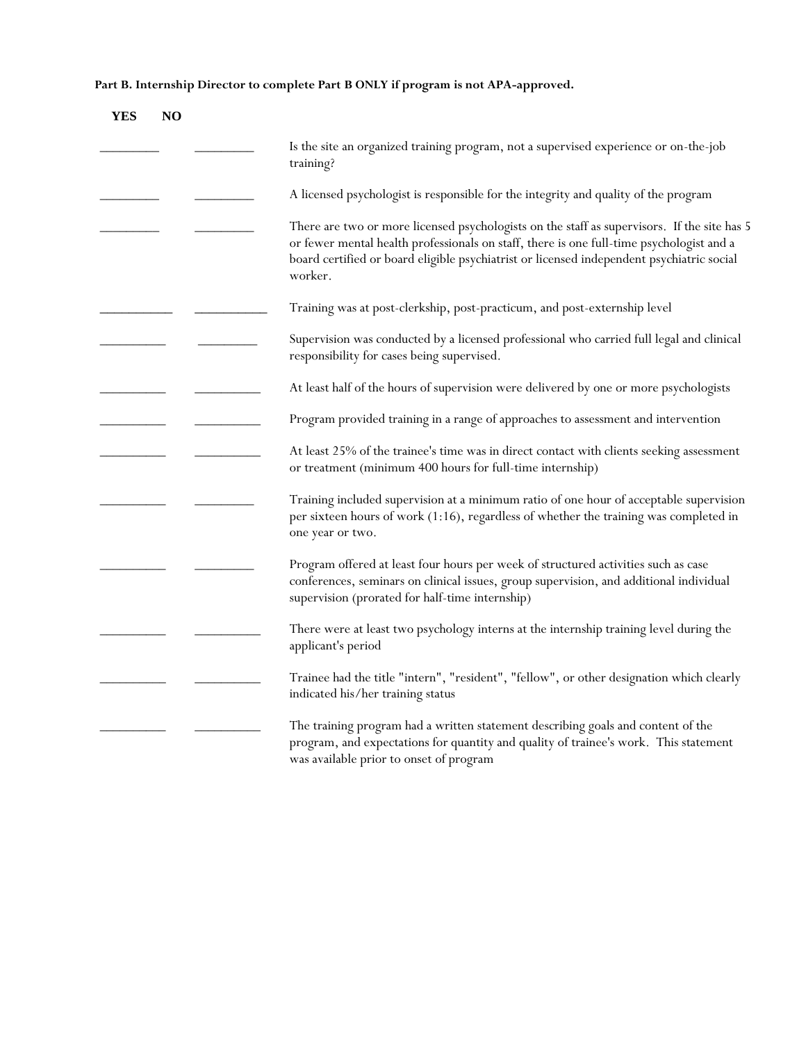**Part B. Internship Director to complete Part B ONLY if program is not APA-approved.**

| YES | NO | |
|---|---|---|
| ________ | ________ | Is the site an organized training program, not a supervised experience or on-the-job training? |
| ________ | ________ | A licensed psychologist is responsible for the integrity and quality of the program |
| ________ | ________ | There are two or more licensed psychologists on the staff as supervisors. If the site has 5 or fewer mental health professionals on staff, there is one full-time psychologist and a board certified or board eligible psychiatrist or licensed independent psychiatric social worker. |
| __________ | __________ | Training was at post-clerkship, post-practicum, and post-externship level |
| _________ | ________ | Supervision was conducted by a licensed professional who carried full legal and clinical responsibility for cases being supervised. |
| _________ | _________ | At least half of the hours of supervision were delivered by one or more psychologists |
| _________ | _________ | Program provided training in a range of approaches to assessment and intervention |
| _________ | _________ | At least 25% of the trainee's time was in direct contact with clients seeking assessment or treatment (minimum 400 hours for full-time internship) |
| _________ | ________ | Training included supervision at a minimum ratio of one hour of acceptable supervision per sixteen hours of work (1:16), regardless of whether the training was completed in one year or two. |
| _________ | ________ | Program offered at least four hours per week of structured activities such as case conferences, seminars on clinical issues, group supervision, and additional individual supervision (prorated for half-time internship) |
| _________ | _________ | There were at least two psychology interns at the internship training level during the applicant's period |
| _________ | _________ | Trainee had the title "intern", "resident", "fellow", or other designation which clearly indicated his/her training status |
| _________ | _________ | The training program had a written statement describing goals and content of the program, and expectations for quantity and quality of trainee's work. This statement was available prior to onset of program |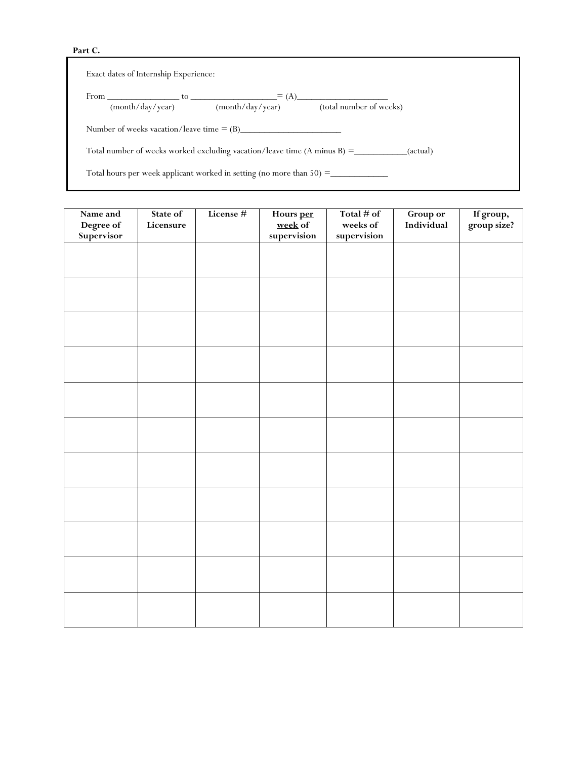**Part C.**

Exact dates of Internship Experience:

From \_\_\_\_\_\_\_\_\_\_\_\_\_\_\_\_ to \_\_\_\_\_\_\_\_\_\_\_\_\_\_\_\_\_\_\_ = (A)\_\_\_\_\_\_\_\_\_\_\_\_\_\_\_\_\_\_\_\_
(month/day/year) (month/day/year) (total number of weeks)

Number of weeks vacation/leave time = (B)\_\_\_\_\_\_\_\_\_\_\_\_\_\_\_\_\_\_\_\_\_\_

Total number of weeks worked excluding vacation/leave time (A minus B) =\_\_\_\_\_\_\_\_\_\_\_\_(actual)

Total hours per week applicant worked in setting (no more than 50) =\_\_\_\_\_\_\_\_\_\_\_\_\_

| Name and Degree of Supervisor | State of Licensure | License # | Hours per week of supervision | Total # of weeks of supervision | Group or Individual | If group, group size? |
|---|---|---|---|---|---|---|
| | | | | | | |
| | | | | | | |
| | | | | | | |
| | | | | | | |
| | | | | | | |
| | | | | | | |
| | | | | | | |
| | | | | | | |
| | | | | | | |
| | | | | | | |
| | | | | | | |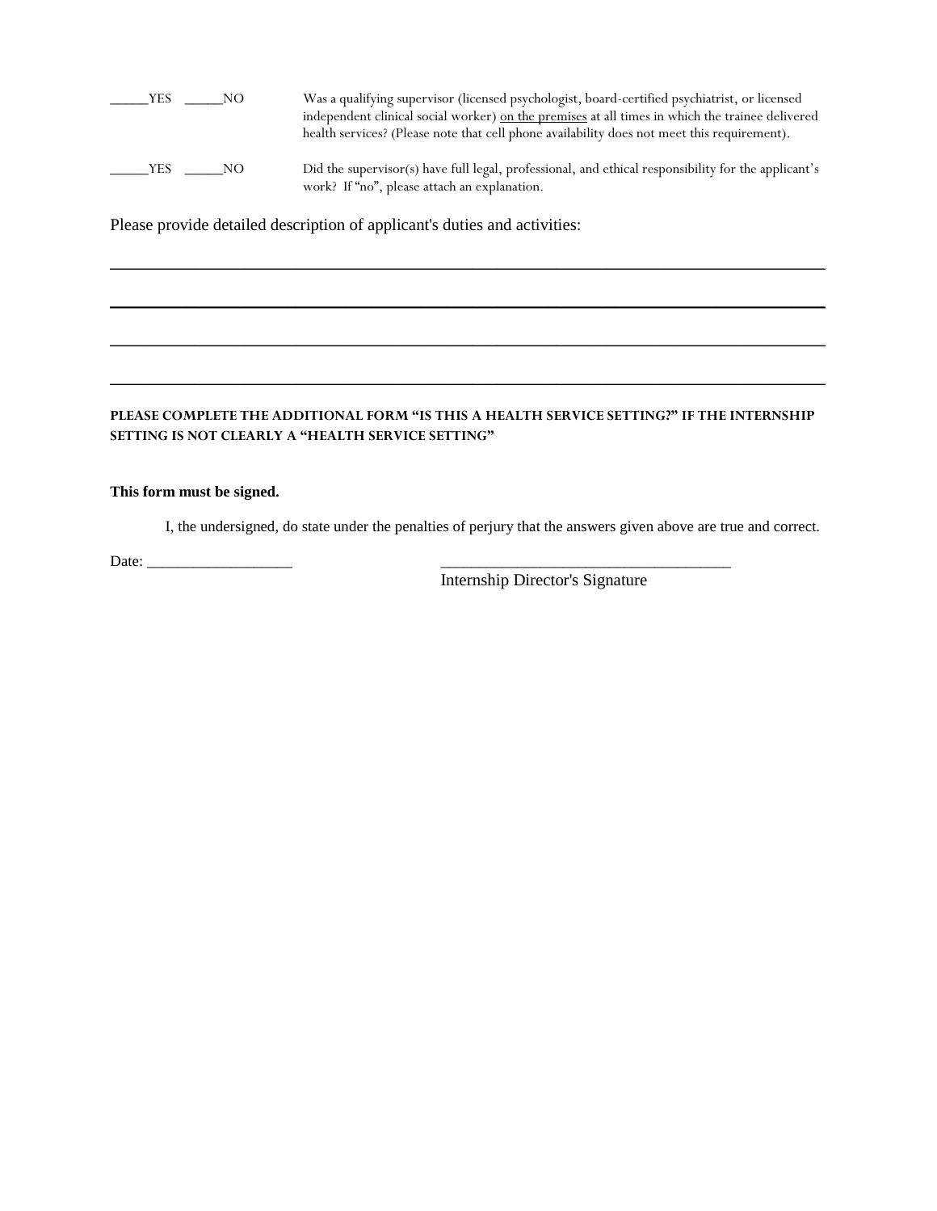_____YES _____NO Was a qualifying supervisor (licensed psychologist, board-certified psychiatrist, or licensed independent clinical social worker) <u>on the premises</u> at all times in which the trainee delivered health services? (Please note that cell phone availability does not meet this requirement).

_____YES _____NO Did the supervisor(s) have full legal, professional, and ethical responsibility for the applicant's work? If "no", please attach an explanation.

Please provide detailed description of applicant's duties and activities:

______________________________________________________________________________

______________________________________________________________________________

______________________________________________________________________________

______________________________________________________________________________

**PLEASE COMPLETE THE ADDITIONAL FORM "IS THIS A HEALTH SERVICE SETTING?" IF THE INTERNSHIP SETTING IS NOT CLEARLY A "HEALTH SERVICE SETTING"**

**This form must be signed.**

I, the undersigned, do state under the penalties of perjury that the answers given above are true and correct.

Date: ___________________ _____________________________________

Internship Director's Signature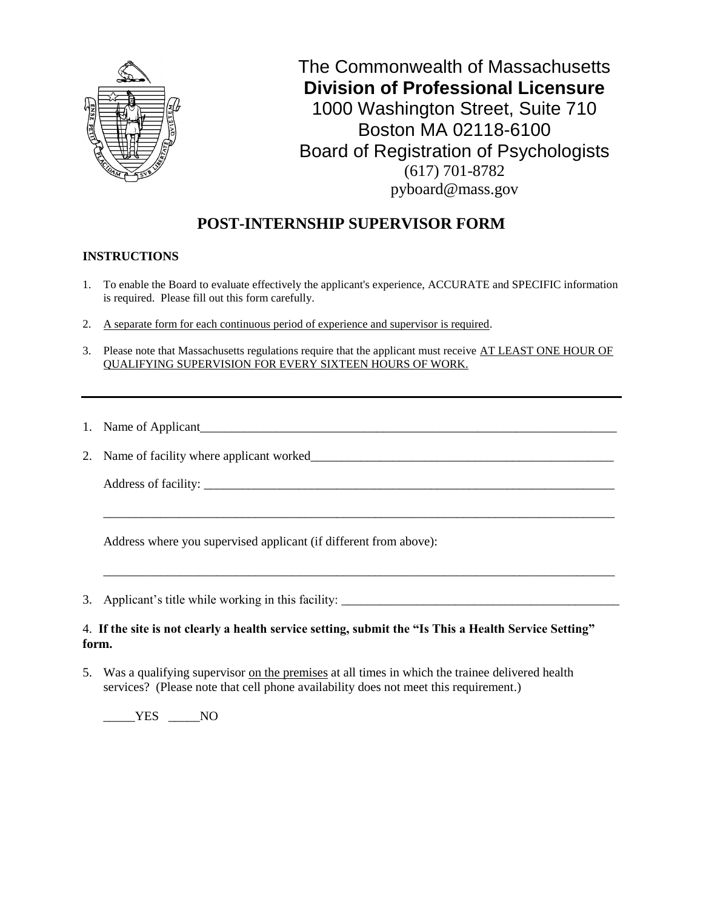The Commonwealth of Massachusetts
**Division of Professional Licensure**
1000 Washington Street, Suite 710
Boston MA 02118-6100
Board of Registration of Psychologists
(617) 701-8782
pyboard@mass.gov

# POST-INTERNSHIP SUPERVISOR FORM

**INSTRUCTIONS**

1. To enable the Board to evaluate effectively the applicant's experience, ACCURATE and SPECIFIC information is required. Please fill out this form carefully.

2. A separate form for each continuous period of experience and supervisor is required.

3. Please note that Massachusetts regulations require that the applicant must receive AT LEAST ONE HOUR OF QUALIFYING SUPERVISION FOR EVERY SIXTEEN HOURS OF WORK.

---

1. Name of Applicant_______________________________________________________________________

2. Name of facility where applicant worked__________________________________________________

   Address of facility: _____________________________________________________________________

   ________________________________________________________________________________________

   Address where you supervised applicant (if different from above):

   ________________________________________________________________________________________

3. Applicant's title while working in this facility: _____________________________________________

4. **If the site is not clearly a health service setting, submit the "Is This a Health Service Setting" form.**

5. Was a qualifying supervisor on the premises at all times in which the trainee delivered health services? (Please note that cell phone availability does not meet this requirement.)

   _____YES _____NO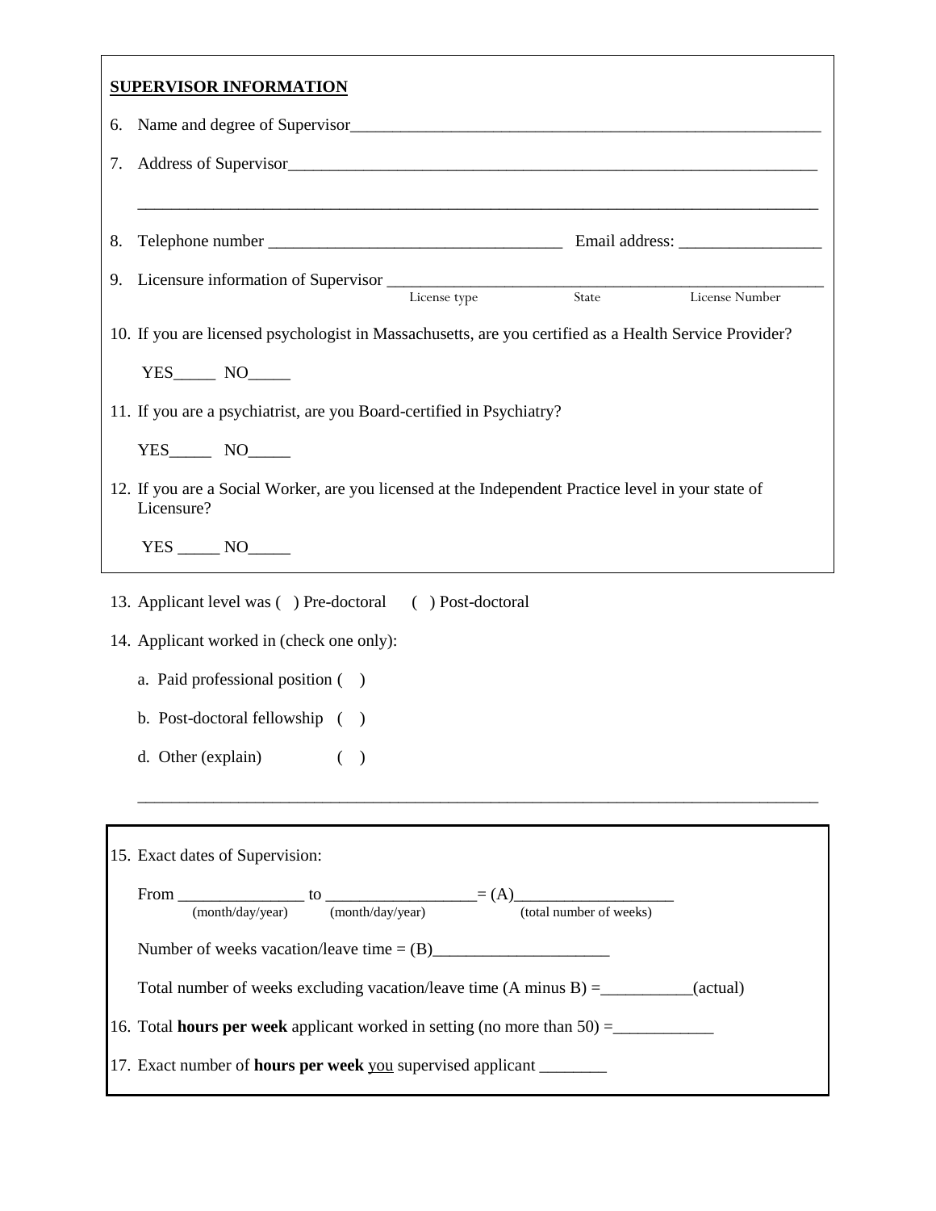## SUPERVISOR INFORMATION

6. Name and degree of Supervisor___________________________________________________________

7. Address of Supervisor________________________________________________________________

   ______________________________________________________________________________

8. Telephone number ___________________________________ Email address: _________________

9. Licensure information of Supervisor ______________________________________________________
   License type State License Number

10. If you are licensed psychologist in Massachusetts, are you certified as a Health Service Provider?

    YES_____ NO_____

11. If you are a psychiatrist, are you Board-certified in Psychiatry?

    YES_____ NO_____

12. If you are a Social Worker, are you licensed at the Independent Practice level in your state of Licensure?

    YES _____ NO_____

13. Applicant level was ( ) Pre-doctoral ( ) Post-doctoral

14. Applicant worked in (check one only):

    a. Paid professional position ( )

    b. Post-doctoral fellowship ( )

    d. Other (explain) ( )

    ______________________________________________________________________________

15. Exact dates of Supervision:

    From _______________ to __________________= (A)___________________
    (month/day/year) (month/day/year) (total number of weeks)

    Number of weeks vacation/leave time = (B)_____________________

    Total number of weeks excluding vacation/leave time (A minus B) =___________(actual)

16. Total **hours per week** applicant worked in setting (no more than 50) =____________

17. Exact number of **hours per week** <u>you</u> supervised applicant ________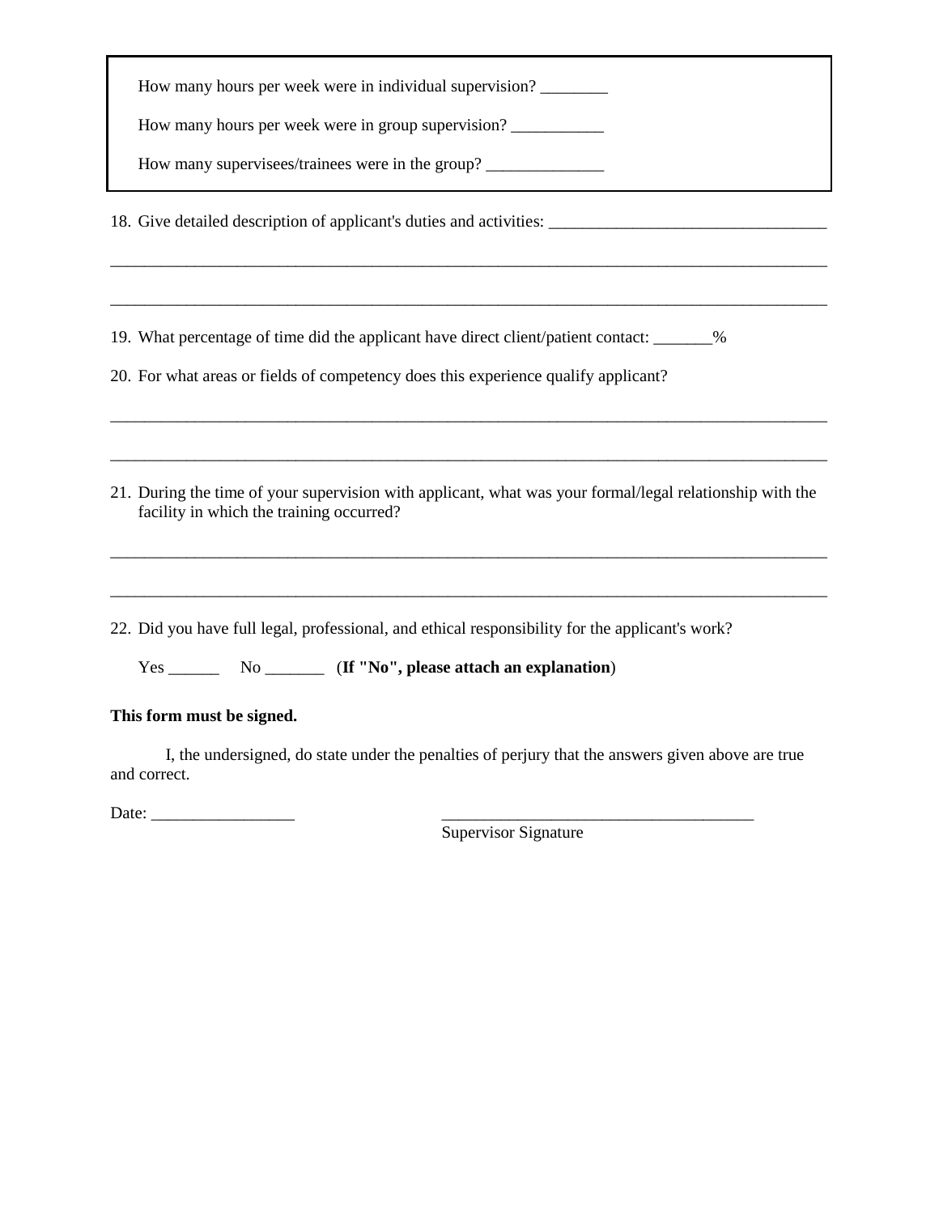How many hours per week were in individual supervision? ________

How many hours per week were in group supervision? ___________

How many supervisees/trainees were in the group? ______________

18. Give detailed description of applicant's duties and activities: _________________________________

_________________________________________________________________________________________

_________________________________________________________________________________________

19. What percentage of time did the applicant have direct client/patient contact: _______%

20. For what areas or fields of competency does this experience qualify applicant?

_________________________________________________________________________________________

_________________________________________________________________________________________

21. During the time of your supervision with applicant, what was your formal/legal relationship with the facility in which the training occurred?

_________________________________________________________________________________________

_________________________________________________________________________________________

22. Did you have full legal, professional, and ethical responsibility for the applicant's work?

Yes ______ No _______ (**If "No", please attach an explanation**)

**This form must be signed.**

I, the undersigned, do state under the penalties of perjury that the answers given above are true and correct.

Date: _________________ _____________________________________

Supervisor Signature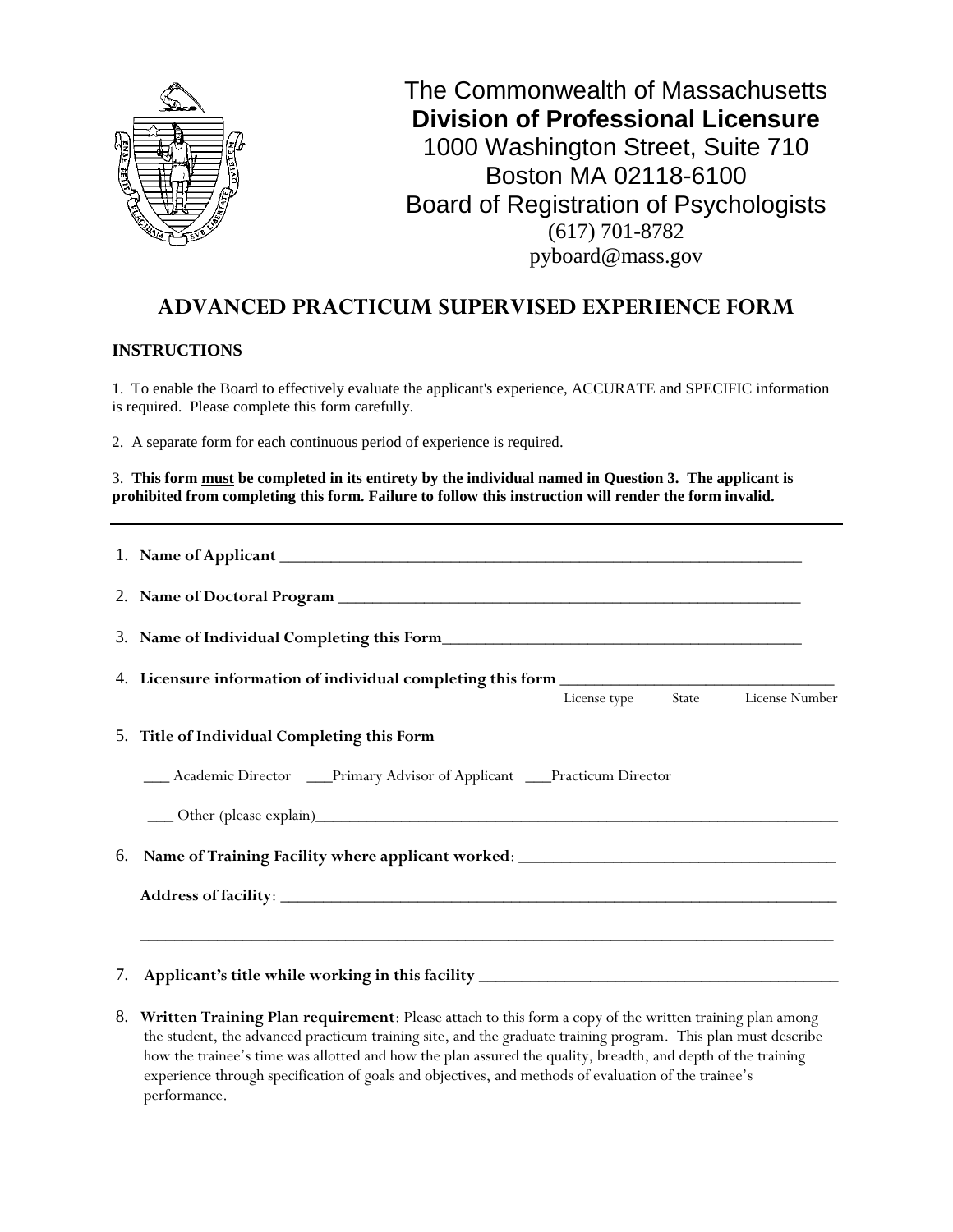The Commonwealth of Massachusetts
**Division of Professional Licensure**
1000 Washington Street, Suite 710
Boston MA 02118-6100
Board of Registration of Psychologists
(617) 701-8782
pyboard@mass.gov

# ADVANCED PRACTICUM SUPERVISED EXPERIENCE FORM

**INSTRUCTIONS**

1. To enable the Board to effectively evaluate the applicant's experience, ACCURATE and SPECIFIC information is required. Please complete this form carefully.

2. A separate form for each continuous period of experience is required.

3. **This form must be completed in its entirety by the individual named in Question 3. The applicant is prohibited from completing this form. Failure to follow this instruction will render the form invalid.**

---

1. **Name of Applicant** ______________________________________________

2. **Name of Doctoral Program** ______________________________________________

3. **Name of Individual Completing this Form**______________________________________________

4. **Licensure information of individual completing this form** ______________________________
   License type State License Number

5. **Title of Individual Completing this Form**

   ___ Academic Director ___Primary Advisor of Applicant ___Practicum Director

   ___ Other (please explain)______________________________________________

6. **Name of Training Facility where applicant worked**: ______________________________________________

   **Address of facility**: ______________________________________________

   ______________________________________________

7. **Applicant's title while working in this facility** ______________________________________________

8. **Written Training Plan requirement**: Please attach to this form a copy of the written training plan among the student, the advanced practicum training site, and the graduate training program. This plan must describe how the trainee's time was allotted and how the plan assured the quality, breadth, and depth of the training experience through specification of goals and objectives, and methods of evaluation of the trainee's performance.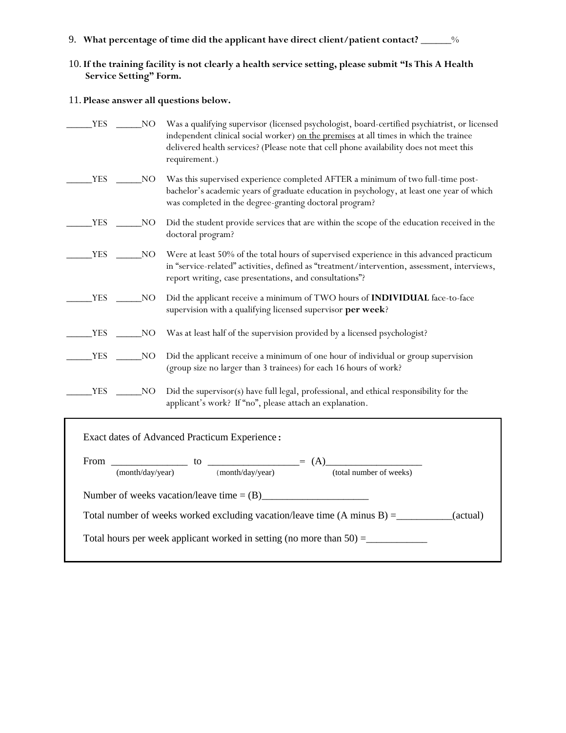9. **What percentage of time did the applicant have direct client/patient contact? ______%**

10. **If the training facility is not clearly a health service setting, please submit "Is This A Health Service Setting" Form.**

11. **Please answer all questions below.**

_____YES _____NO Was a qualifying supervisor (licensed psychologist, board-certified psychiatrist, or licensed independent clinical social worker) on the premises at all times in which the trainee delivered health services? (Please note that cell phone availability does not meet this requirement.)

_____YES _____NO Was this supervised experience completed AFTER a minimum of two full-time post-bachelor's academic years of graduate education in psychology, at least one year of which was completed in the degree-granting doctoral program?

_____YES _____NO Did the student provide services that are within the scope of the education received in the doctoral program?

_____YES _____NO Were at least 50% of the total hours of supervised experience in this advanced practicum in "service-related" activities, defined as "treatment/intervention, assessment, interviews, report writing, case presentations, and consultations"?

_____YES _____NO Did the applicant receive a minimum of TWO hours of **INDIVIDUAL** face-to-face supervision with a qualifying licensed supervisor **per week**?

_____YES _____NO Was at least half of the supervision provided by a licensed psychologist?

_____YES _____NO Did the applicant receive a minimum of one hour of individual or group supervision (group size no larger than 3 trainees) for each 16 hours of work?

_____YES _____NO Did the supervisor(s) have full legal, professional, and ethical responsibility for the applicant's work? If "no", please attach an explanation.

Exact dates of Advanced Practicum Experience:

From _______________ to _________________ = (A)__________________
(month/day/year) (month/day/year) (total number of weeks)

Number of weeks vacation/leave time = (B)_____________________

Total number of weeks worked excluding vacation/leave time (A minus B) =___________(actual)

Total hours per week applicant worked in setting (no more than 50) =____________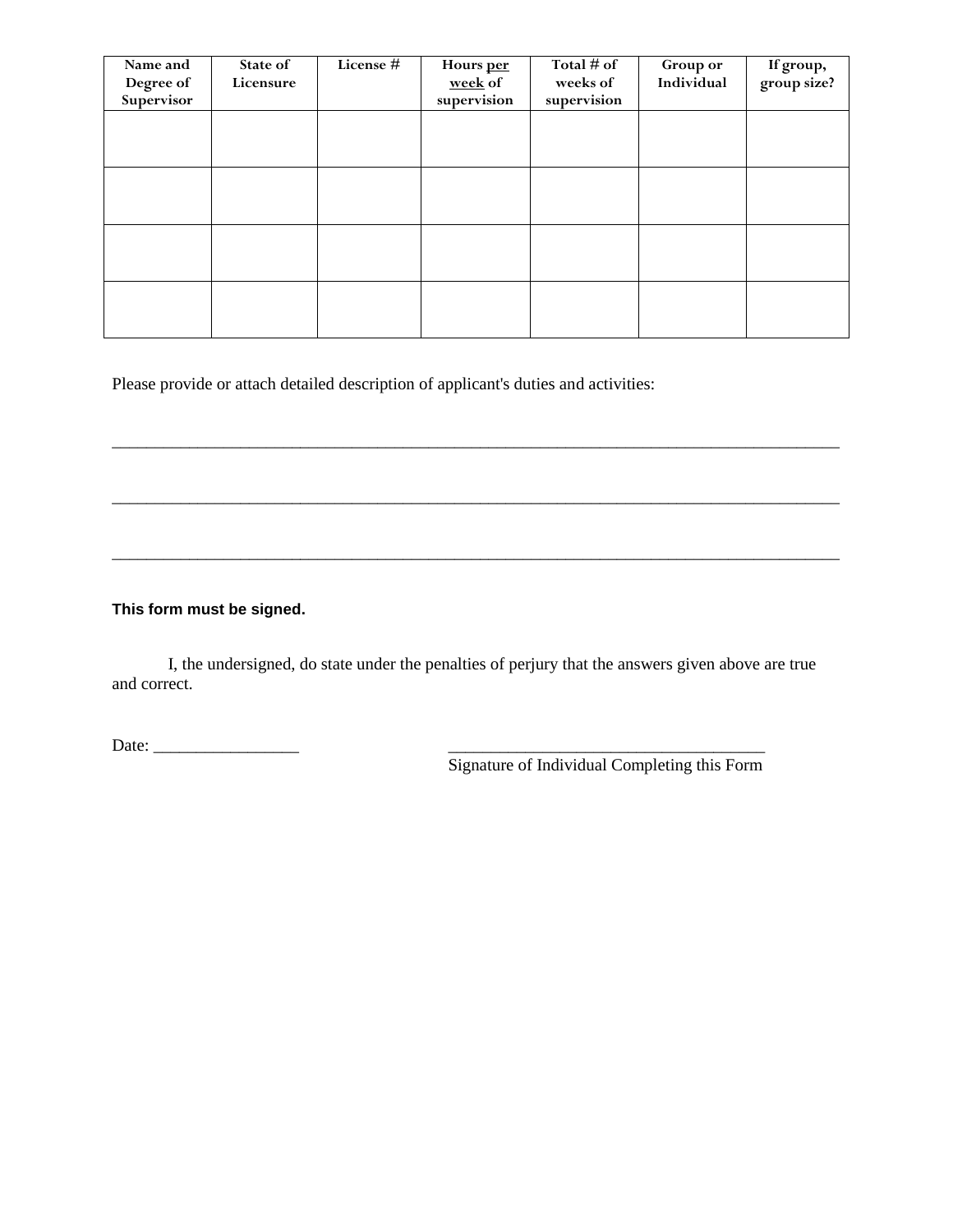| Name and Degree of Supervisor | State of Licensure | License # | Hours per week of supervision | Total # of weeks of supervision | Group or Individual | If group, group size? |
|---|---|---|---|---|---|---|
| | | | | | | |
| | | | | | | |
| | | | | | | |
| | | | | | | |

Please provide or attach detailed description of applicant's duties and activities:

_______________________________________________________________________________

_______________________________________________________________________________

_______________________________________________________________________________

**This form must be signed.**

I, the undersigned, do state under the penalties of perjury that the answers given above are true and correct.

Date: ________________

_____________________________________
Signature of Individual Completing this Form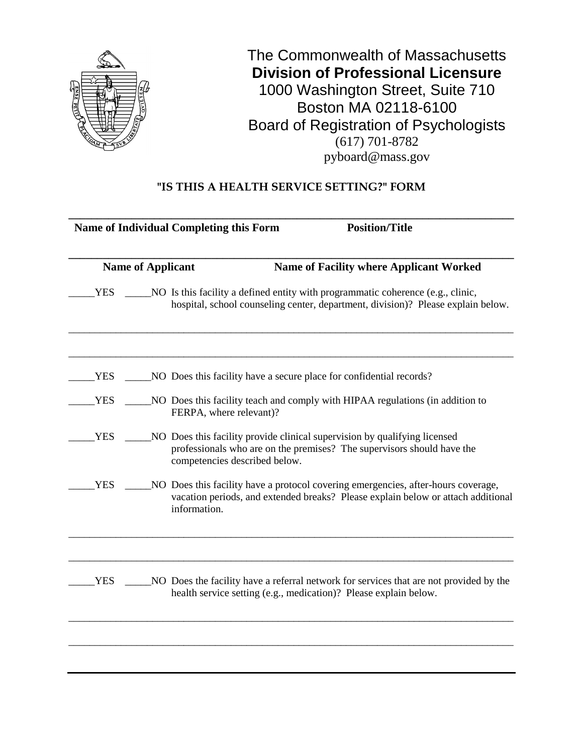The Commonwealth of Massachusetts
**Division of Professional Licensure**
1000 Washington Street, Suite 710
Boston MA 02118-6100
Board of Registration of Psychologists
(617) 701-8782
pyboard@mass.gov

## "IS THIS A HEALTH SERVICE SETTING?" FORM

______________________________________________________________________________

**Name of Individual Completing this Form** **Position/Title**

______________________________________________________________________________

**Name of Applicant** **Name of Facility where Applicant Worked**

_____YES _____NO Is this facility a defined entity with programmatic coherence (e.g., clinic, hospital, school counseling center, department, division)? Please explain below.

______________________________________________________________________________

______________________________________________________________________________

_____YES _____NO Does this facility have a secure place for confidential records?

_____YES _____NO Does this facility teach and comply with HIPAA regulations (in addition to FERPA, where relevant)?

_____YES _____NO Does this facility provide clinical supervision by qualifying licensed professionals who are on the premises? The supervisors should have the competencies described below.

_____YES _____NO Does this facility have a protocol covering emergencies, after-hours coverage, vacation periods, and extended breaks? Please explain below or attach additional information.

______________________________________________________________________________

______________________________________________________________________________

_____YES _____NO Does the facility have a referral network for services that are not provided by the health service setting (e.g., medication)? Please explain below.

______________________________________________________________________________

______________________________________________________________________________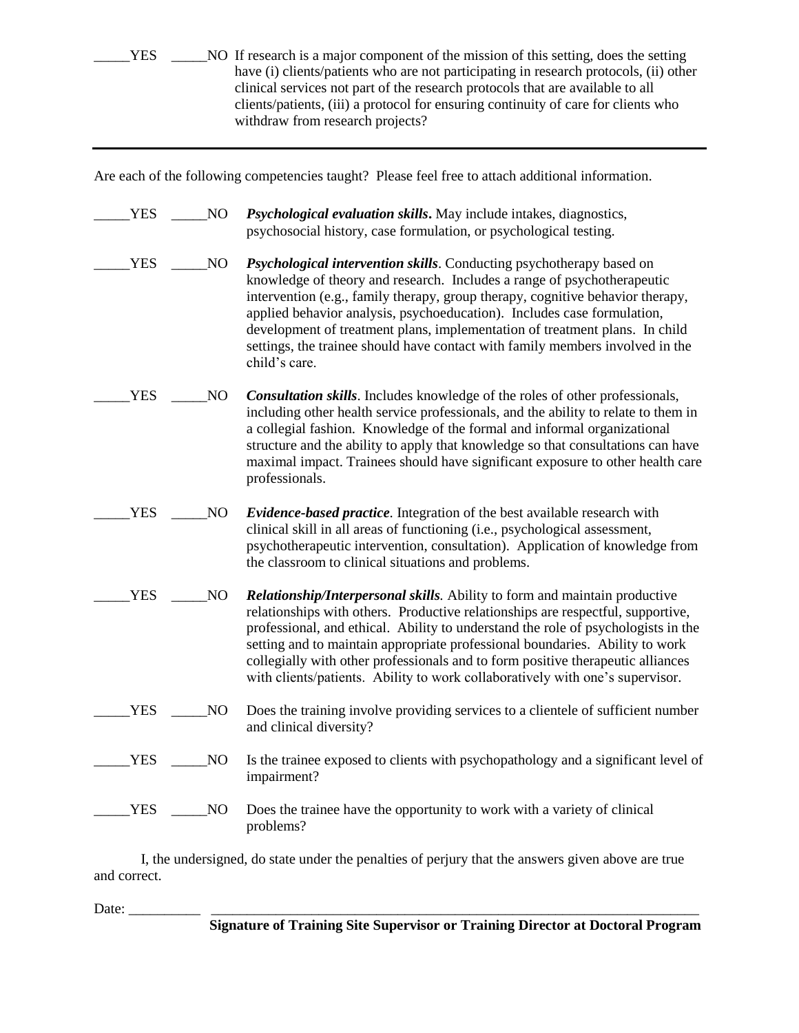_____YES _____NO If research is a major component of the mission of this setting, does the setting have (i) clients/patients who are not participating in research protocols, (ii) other clinical services not part of the research protocols that are available to all clients/patients, (iii) a protocol for ensuring continuity of care for clients who withdraw from research projects?

---

Are each of the following competencies taught? Please feel free to attach additional information.

_____YES _____NO ***Psychological evaluation skills*.** May include intakes, diagnostics, psychosocial history, case formulation, or psychological testing.

_____YES _____NO ***Psychological intervention skills***. Conducting psychotherapy based on knowledge of theory and research. Includes a range of psychotherapeutic intervention (e.g., family therapy, group therapy, cognitive behavior therapy, applied behavior analysis, psychoeducation). Includes case formulation, development of treatment plans, implementation of treatment plans. In child settings, the trainee should have contact with family members involved in the child's care.

_____YES _____NO ***Consultation skills***. Includes knowledge of the roles of other professionals, including other health service professionals, and the ability to relate to them in a collegial fashion. Knowledge of the formal and informal organizational structure and the ability to apply that knowledge so that consultations can have maximal impact. Trainees should have significant exposure to other health care professionals.

_____YES _____NO ***Evidence-based practice***. Integration of the best available research with clinical skill in all areas of functioning (i.e., psychological assessment, psychotherapeutic intervention, consultation). Application of knowledge from the classroom to clinical situations and problems.

_____YES _____NO ***Relationship/Interpersonal skills.*** Ability to form and maintain productive relationships with others. Productive relationships are respectful, supportive, professional, and ethical. Ability to understand the role of psychologists in the setting and to maintain appropriate professional boundaries. Ability to work collegially with other professionals and to form positive therapeutic alliances with clients/patients. Ability to work collaboratively with one's supervisor.

_____YES _____NO Does the training involve providing services to a clientele of sufficient number and clinical diversity?

_____YES _____NO Is the trainee exposed to clients with psychopathology and a significant level of impairment?

_____YES _____NO Does the trainee have the opportunity to work with a variety of clinical problems?

I, the undersigned, do state under the penalties of perjury that the answers given above are true and correct.

Date: __________ ______________________________________________________________________

**Signature of Training Site Supervisor or Training Director at Doctoral Program**